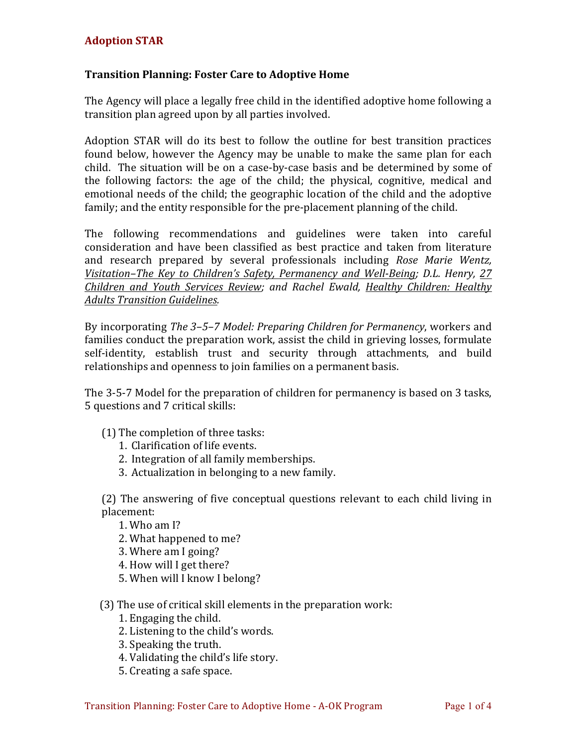**Adoption STAR**

## Transition Planning: Foster Care to Adoptive Home

The Agency will place a legally free child in the identified adoptive home following a transition plan agreed upon by all parties involved.

Adoption STAR will do its best to follow the outline for best transition practices found below, however the Agency may be unable to make the same plan for each child. The situation will be on a case-by-case basis and be determined by some of the following factors: the age of the child; the physical, cognitive, medical and emotional needs of the child; the geographic location of the child and the adoptive family; and the entity responsible for the pre-placement planning of the child.

The following recommendations and guidelines were taken into careful consideration and have been classified as best practice and taken from literature and research prepared by several professionals including *Rose Marie Wentz, Visitation–The Key to Children's Safety, Permanency and Well-Being; D.L. Henry, 27 Children and Youth Services Review; and Rachel Ewald, Healthy Children: Healthy Adults Transition Guidelines.*

By incorporating *The 3–5–7 Model: Preparing Children for Permanency*, workers and families conduct the preparation work, assist the child in grieving losses, formulate self-identity, establish trust and security through attachments, and build relationships and openness to join families on a permanent basis.

The 3-5-7 Model for the preparation of children for permanency is based on 3 tasks, 5 questions and 7 critical skills:

(1) The completion of three tasks:
1. Clarification of life events.
2. Integration of all family memberships.
3. Actualization in belonging to a new family.

(2) The answering of five conceptual questions relevant to each child living in placement:
1. Who am I?
2. What happened to me?
3. Where am I going?
4. How will I get there?
5. When will I know I belong?

(3) The use of critical skill elements in the preparation work:
1. Engaging the child.
2. Listening to the child's words.
3. Speaking the truth.
4. Validating the child's life story.
5. Creating a safe space.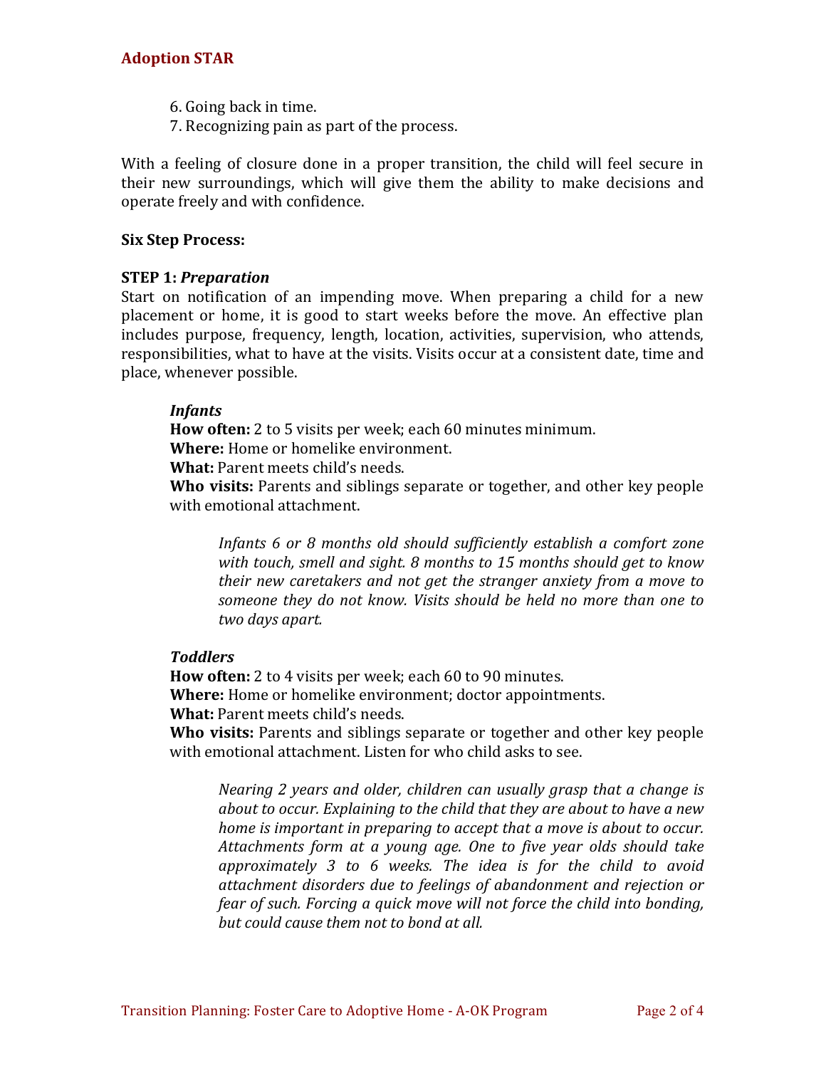6. Going back in time.
7. Recognizing pain as part of the process.

With a feeling of closure done in a proper transition, the child will feel secure in their new surroundings, which will give them the ability to make decisions and operate freely and with confidence.

**Six Step Process:**

**STEP 1: *Preparation***

Start on notification of an impending move. When preparing a child for a new placement or home, it is good to start weeks before the move. An effective plan includes purpose, frequency, length, location, activities, supervision, who attends, responsibilities, what to have at the visits. Visits occur at a consistent date, time and place, whenever possible.

***Infants***

**How often:** 2 to 5 visits per week; each 60 minutes minimum.
**Where:** Home or homelike environment.
**What:** Parent meets child's needs.
**Who visits:** Parents and siblings separate or together, and other key people with emotional attachment.

> *Infants 6 or 8 months old should sufficiently establish a comfort zone with touch, smell and sight. 8 months to 15 months should get to know their new caretakers and not get the stranger anxiety from a move to someone they do not know. Visits should be held no more than one to two days apart.*

***Toddlers***

**How often:** 2 to 4 visits per week; each 60 to 90 minutes.
**Where:** Home or homelike environment; doctor appointments.
**What:** Parent meets child's needs.
**Who visits:** Parents and siblings separate or together and other key people with emotional attachment. Listen for who child asks to see.

> *Nearing 2 years and older, children can usually grasp that a change is about to occur. Explaining to the child that they are about to have a new home is important in preparing to accept that a move is about to occur. Attachments form at a young age. One to five year olds should take approximately 3 to 6 weeks. The idea is for the child to avoid attachment disorders due to feelings of abandonment and rejection or fear of such. Forcing a quick move will not force the child into bonding, but could cause them not to bond at all.*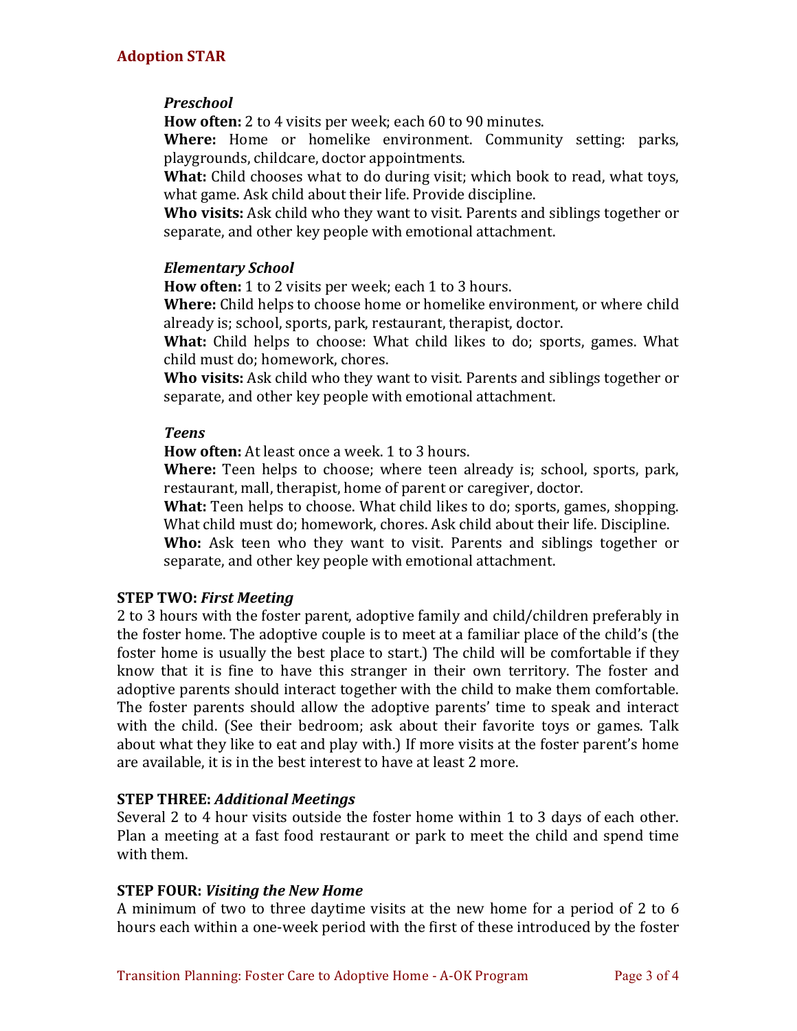*Preschool*

**How often:** 2 to 4 visits per week; each 60 to 90 minutes.

**Where:** Home or homelike environment. Community setting: parks, playgrounds, childcare, doctor appointments.

**What:** Child chooses what to do during visit; which book to read, what toys, what game. Ask child about their life. Provide discipline.

**Who visits:** Ask child who they want to visit. Parents and siblings together or separate, and other key people with emotional attachment.

*Elementary School*

**How often:** 1 to 2 visits per week; each 1 to 3 hours.

**Where:** Child helps to choose home or homelike environment, or where child already is; school, sports, park, restaurant, therapist, doctor.

**What:** Child helps to choose: What child likes to do; sports, games. What child must do; homework, chores.

**Who visits:** Ask child who they want to visit. Parents and siblings together or separate, and other key people with emotional attachment.

*Teens*

**How often:** At least once a week. 1 to 3 hours.

**Where:** Teen helps to choose; where teen already is; school, sports, park, restaurant, mall, therapist, home of parent or caregiver, doctor.

**What:** Teen helps to choose. What child likes to do; sports, games, shopping. What child must do; homework, chores. Ask child about their life. Discipline.

**Who:** Ask teen who they want to visit. Parents and siblings together or separate, and other key people with emotional attachment.

**STEP TWO:** ***First Meeting***

2 to 3 hours with the foster parent, adoptive family and child/children preferably in the foster home. The adoptive couple is to meet at a familiar place of the child's (the foster home is usually the best place to start.) The child will be comfortable if they know that it is fine to have this stranger in their own territory. The foster and adoptive parents should interact together with the child to make them comfortable. The foster parents should allow the adoptive parents' time to speak and interact with the child. (See their bedroom; ask about their favorite toys or games. Talk about what they like to eat and play with.) If more visits at the foster parent's home are available, it is in the best interest to have at least 2 more.

**STEP THREE:** ***Additional Meetings***

Several 2 to 4 hour visits outside the foster home within 1 to 3 days of each other. Plan a meeting at a fast food restaurant or park to meet the child and spend time with them.

**STEP FOUR:** ***Visiting the New Home***

A minimum of two to three daytime visits at the new home for a period of 2 to 6 hours each within a one-week period with the first of these introduced by the foster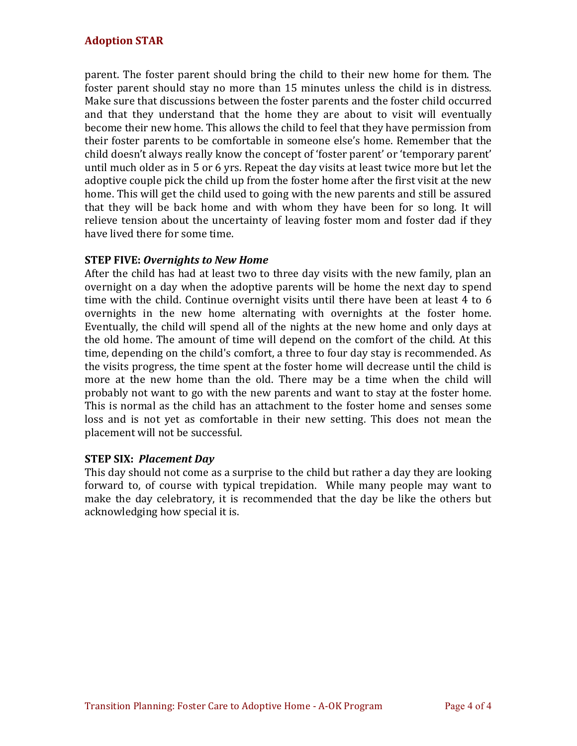parent. The foster parent should bring the child to their new home for them. The foster parent should stay no more than 15 minutes unless the child is in distress. Make sure that discussions between the foster parents and the foster child occurred and that they understand that the home they are about to visit will eventually become their new home. This allows the child to feel that they have permission from their foster parents to be comfortable in someone else's home. Remember that the child doesn't always really know the concept of 'foster parent' or 'temporary parent' until much older as in 5 or 6 yrs. Repeat the day visits at least twice more but let the adoptive couple pick the child up from the foster home after the first visit at the new home. This will get the child used to going with the new parents and still be assured that they will be back home and with whom they have been for so long. It will relieve tension about the uncertainty of leaving foster mom and foster dad if they have lived there for some time.

**STEP FIVE:** ***Overnights to New Home***

After the child has had at least two to three day visits with the new family, plan an overnight on a day when the adoptive parents will be home the next day to spend time with the child. Continue overnight visits until there have been at least 4 to 6 overnights in the new home alternating with overnights at the foster home. Eventually, the child will spend all of the nights at the new home and only days at the old home. The amount of time will depend on the comfort of the child. At this time, depending on the child's comfort, a three to four day stay is recommended. As the visits progress, the time spent at the foster home will decrease until the child is more at the new home than the old. There may be a time when the child will probably not want to go with the new parents and want to stay at the foster home. This is normal as the child has an attachment to the foster home and senses some loss and is not yet as comfortable in their new setting. This does not mean the placement will not be successful.

**STEP SIX:** ***Placement Day***

This day should not come as a surprise to the child but rather a day they are looking forward to, of course with typical trepidation. While many people may want to make the day celebratory, it is recommended that the day be like the others but acknowledging how special it is.